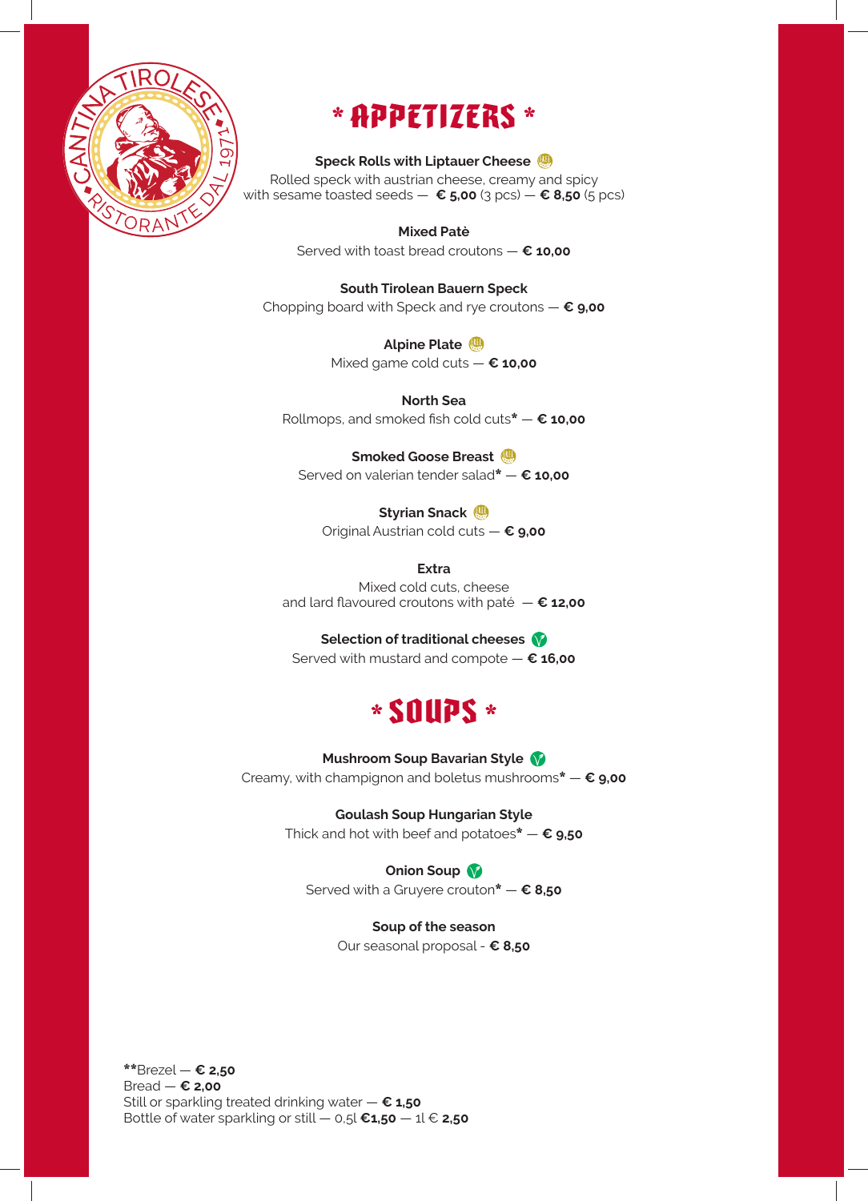# * APPETIZERS *

**Speck Rolls with Liptauer Cheese**
Rolled speck with austrian cheese, creamy and spicy with sesame toasted seeds — **€ 5,00** (3 pcs) — **€ 8,50** (5 pcs)

**Mixed Patè**
Served with toast bread croutons — **€ 10,00**

**South Tirolean Bauern Speck**
Chopping board with Speck and rye croutons — **€ 9,00**

**Alpine Plate**
Mixed game cold cuts — **€ 10,00**

**North Sea**
Rollmops, and smoked fish cold cuts* — **€ 10,00**

**Smoked Goose Breast**
Served on valerian tender salad* — **€ 10,00**

**Styrian Snack**
Original Austrian cold cuts — **€ 9,00**

**Extra**
Mixed cold cuts, cheese and lard flavoured croutons with paté — **€ 12,00**

**Selection of traditional cheeses**
Served with mustard and compote — **€ 16,00**

# * SOUPS *

**Mushroom Soup Bavarian Style**
Creamy, with champignon and boletus mushrooms* — **€ 9,00**

**Goulash Soup Hungarian Style**
Thick and hot with beef and potatoes* — **€ 9,50**

**Onion Soup**
Served with a Gruyere crouton* — **€ 8,50**

**Soup of the season**
Our seasonal proposal - **€ 8,50**

****Brezel — **€ 2,50**
Bread — **€ 2,00**
Still or sparkling treated drinking water — **€ 1,50**
Bottle of water sparkling or still — 0,5l **€1,50** — 1l € **2,50**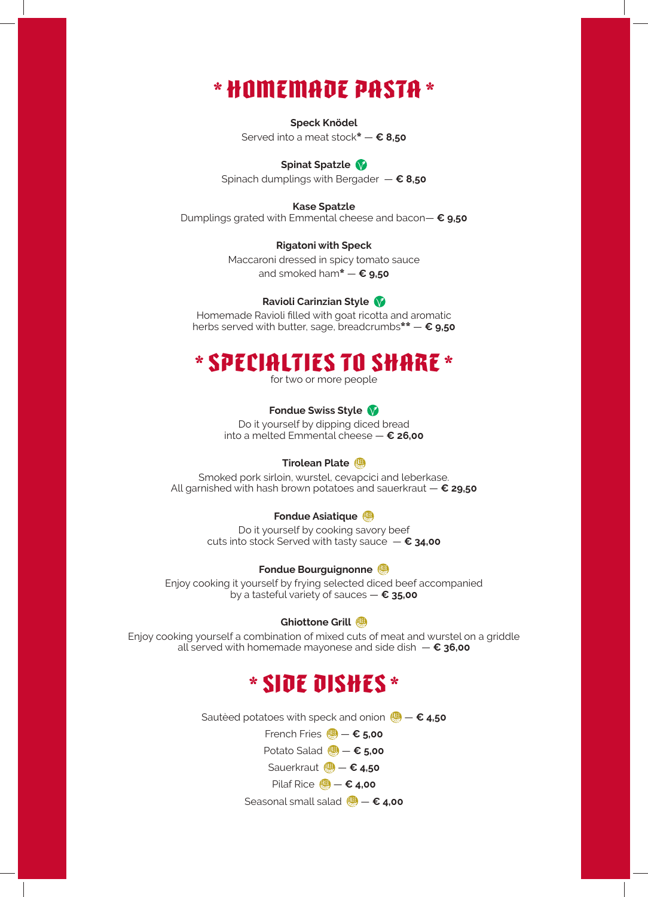# * HOMEMADE PASTA *

**Speck Knödel**
Served into a meat stock* — **€ 8,50**

**Spinat Spatzle**
Spinach dumplings with Bergader — **€ 8,50**

**Kase Spatzle**
Dumplings grated with Emmental cheese and bacon— **€ 9,50**

**Rigatoni with Speck**
Maccaroni dressed in spicy tomato sauce
and smoked ham* — **€ 9,50**

**Ravioli Carinzian Style**
Homemade Ravioli filled with goat ricotta and aromatic
herbs served with butter, sage, breadcrumbs** — **€ 9,50**

# * SPECIALTIES TO SHARE *

for two or more people

**Fondue Swiss Style**
Do it yourself by dipping diced bread
into a melted Emmental cheese — **€ 26,00**

**Tirolean Plate**
Smoked pork sirloin, wurstel, cevapcici and leberkase.
All garnished with hash brown potatoes and sauerkraut — **€ 29,50**

**Fondue Asiatique**
Do it yourself by cooking savory beef
cuts into stock Served with tasty sauce — **€ 34,00**

**Fondue Bourguignonne**
Enjoy cooking it yourself by frying selected diced beef accompanied
by a tasteful variety of sauces — **€ 35,00**

**Ghiottone Grill**
Enjoy cooking yourself a combination of mixed cuts of meat and wurstel on a griddle
all served with homemade mayonese and side dish — **€ 36,00**

# * SIDE DISHES *

Sautèed potatoes with speck and onion — **€ 4,50**

French Fries — **€ 5,00**

Potato Salad — **€ 5,00**

Sauerkraut — **€ 4,50**

Pilaf Rice — **€ 4,00**

Seasonal small salad — **€ 4,00**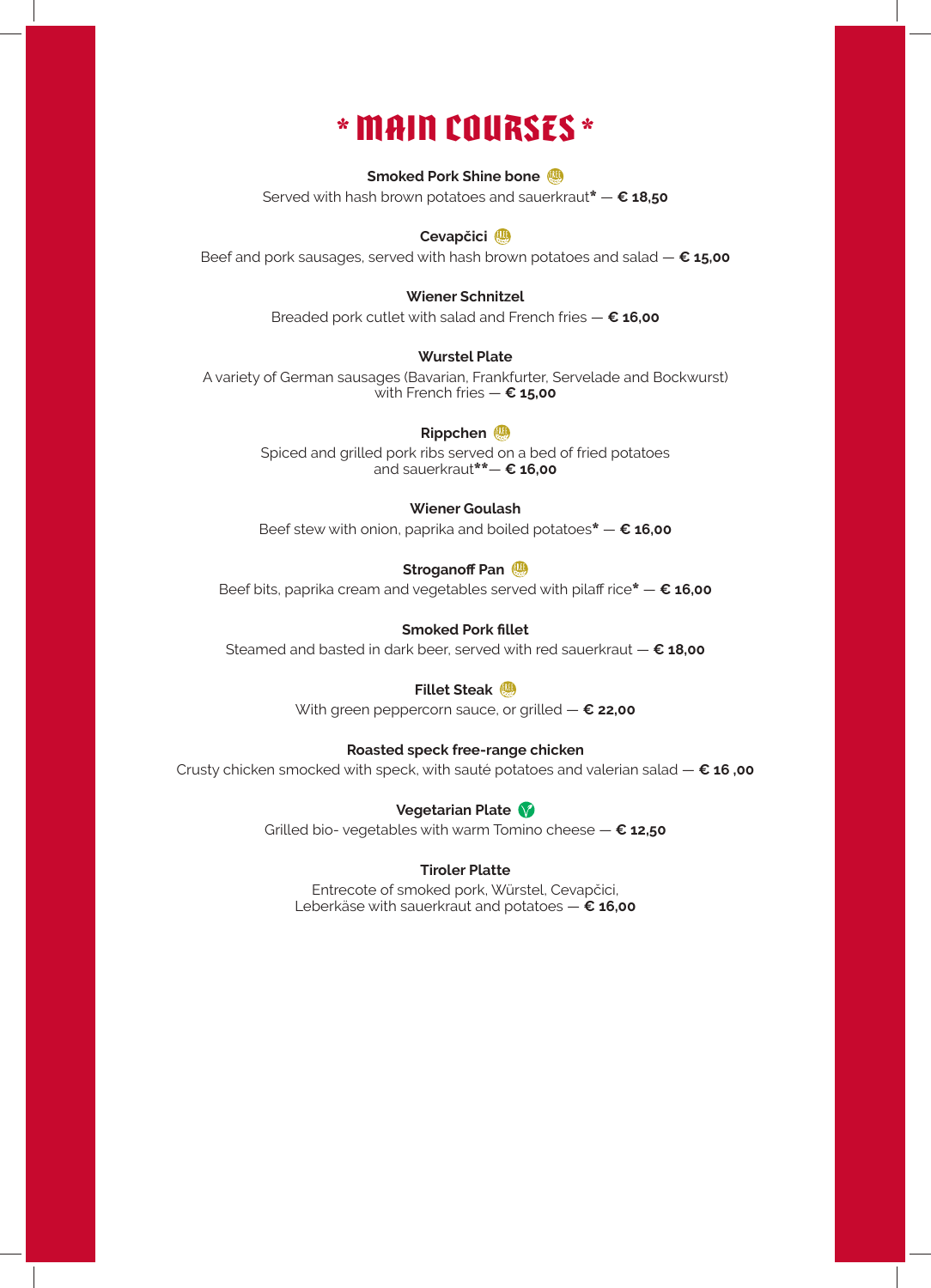# * MAIN COURSES *

**Smoked Pork Shine bone**
Served with hash brown potatoes and sauerkraut* — **€ 18,50**

**Cevapčici**
Beef and pork sausages, served with hash brown potatoes and salad — **€ 15,00**

**Wiener Schnitzel**
Breaded pork cutlet with salad and French fries — **€ 16,00**

**Wurstel Plate**
A variety of German sausages (Bavarian, Frankfurter, Servelade and Bockwurst) with French fries — **€ 15,00**

**Rippchen**
Spiced and grilled pork ribs served on a bed of fried potatoes and sauerkraut**— **€ 16,00**

**Wiener Goulash**
Beef stew with onion, paprika and boiled potatoes* — **€ 16,00**

**Stroganoff Pan**
Beef bits, paprika cream and vegetables served with pilaff rice* — **€ 16,00**

**Smoked Pork fillet**
Steamed and basted in dark beer, served with red sauerkraut — **€ 18,00**

**Fillet Steak**
With green peppercorn sauce, or grilled — **€ 22,00**

**Roasted speck free-range chicken**
Crusty chicken smocked with speck, with sauté potatoes and valerian salad — **€ 16 ,00**

**Vegetarian Plate**
Grilled bio- vegetables with warm Tomino cheese — **€ 12,50**

**Tiroler Platte**
Entrecote of smoked pork, Würstel, Cevapčici, Leberkäse with sauerkraut and potatoes — **€ 16,00**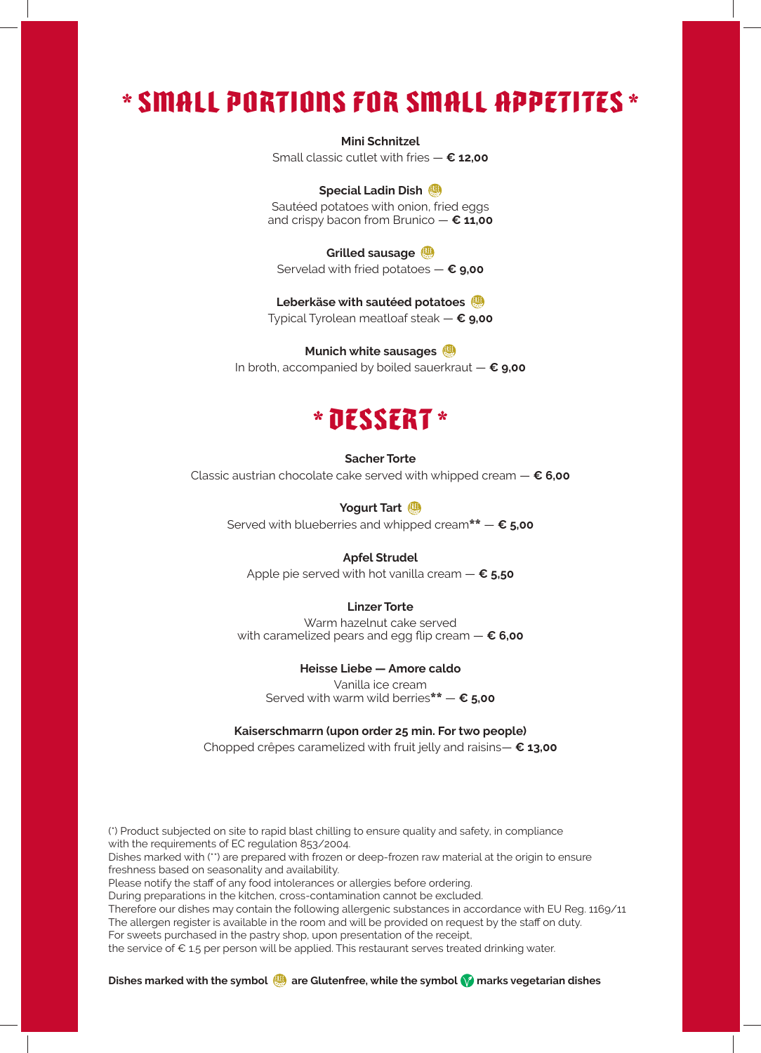## * SMALL PORTIONS FOR SMALL APPETITES *

**Mini Schnitzel**
Small classic cutlet with fries — **€ 12,00**

**Special Ladin Dish**
Sautéed potatoes with onion, fried eggs
and crispy bacon from Brunico — **€ 11,00**

**Grilled sausage**
Servelad with fried potatoes — **€ 9,00**

**Leberkäse with sautéed potatoes**
Typical Tyrolean meatloaf steak — **€ 9,00**

**Munich white sausages**
In broth, accompanied by boiled sauerkraut — **€ 9,00**

## * DESSERT *

**Sacher Torte**
Classic austrian chocolate cake served with whipped cream — **€ 6,00**

**Yogurt Tart**
Served with blueberries and whipped cream** — **€ 5,00**

**Apfel Strudel**
Apple pie served with hot vanilla cream — **€ 5,50**

**Linzer Torte**
Warm hazelnut cake served
with caramelized pears and egg flip cream — **€ 6,00**

**Heisse Liebe — Amore caldo**
Vanilla ice cream
Served with warm wild berries** — **€ 5,00**

**Kaiserschmarrn (upon order 25 min. For two people)**
Chopped crêpes caramelized with fruit jelly and raisins— **€ 13,00**

(*) Product subjected on site to rapid blast chilling to ensure quality and safety, in compliance with the requirements of EC regulation 853/2004.
Dishes marked with (**) are prepared with frozen or deep-frozen raw material at the origin to ensure freshness based on seasonality and availability.
Please notify the staff of any food intolerances or allergies before ordering.
During preparations in the kitchen, cross-contamination cannot be excluded.
Therefore our dishes may contain the following allergenic substances in accordance with EU Reg. 1169/11
The allergen register is available in the room and will be provided on request by the staff on duty.
For sweets purchased in the pastry shop, upon presentation of the receipt,
the service of € 1.5 per person will be applied. This restaurant serves treated drinking water.

**Dishes marked with the symbol are Glutenfree, while the symbol marks vegetarian dishes**